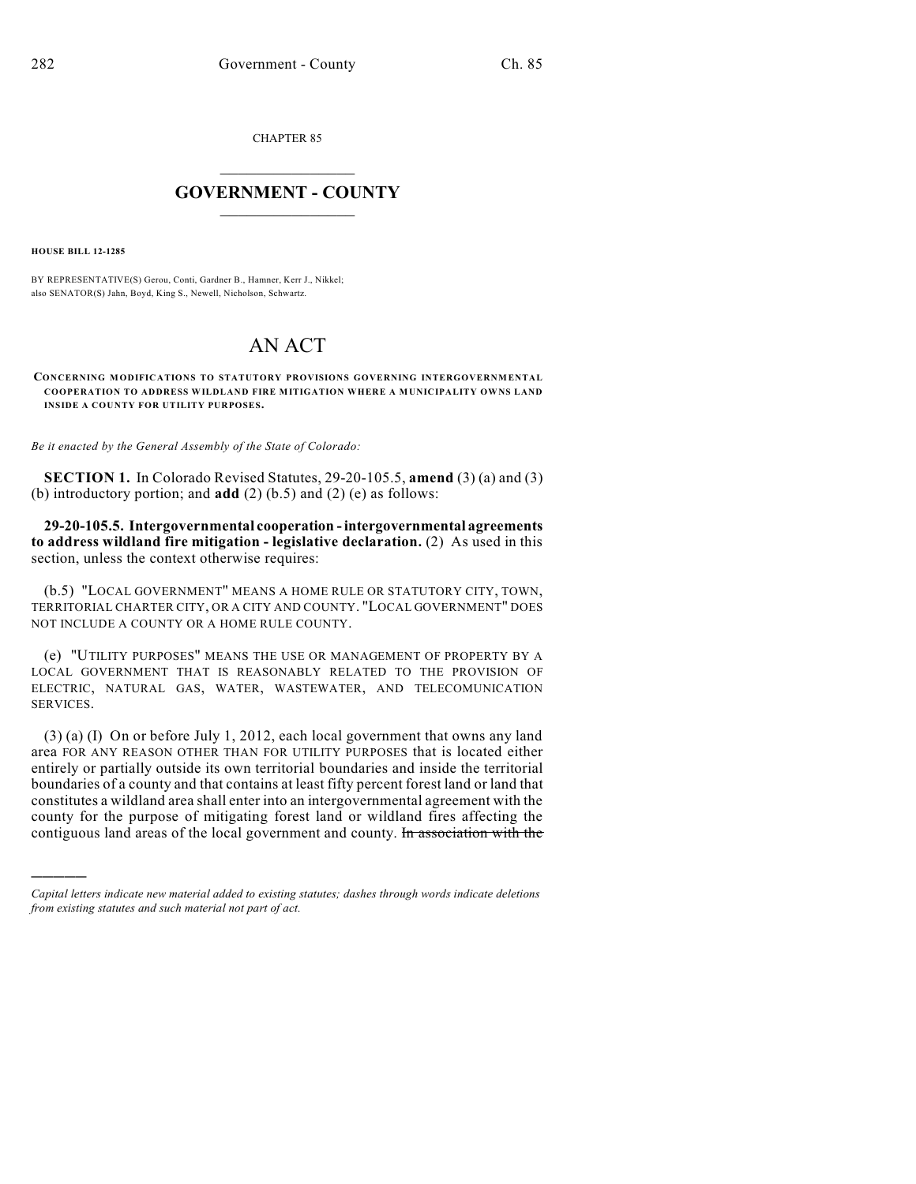CHAPTER 85

# GOVERNMENT - COUNTY

**HOUSE BILL 12-1285**

BY REPRESENTATIVE(S) Gerou, Conti, Gardner B., Hamner, Kerr J., Nikkel; also SENATOR(S) Jahn, Boyd, King S., Newell, Nicholson, Schwartz.

# AN ACT

**CONCERNING MODIFICATIONS TO STATUTORY PROVISIONS GOVERNING INTERGOVERNMENTAL COOPERATION TO ADDRESS WILDLAND FIRE MITIGATION WHERE A MUNICIPALITY OWNS LAND INSIDE A COUNTY FOR UTILITY PURPOSES.**

*Be it enacted by the General Assembly of the State of Colorado:*

**SECTION 1.** In Colorado Revised Statutes, 29-20-105.5, **amend** (3) (a) and (3) (b) introductory portion; and **add** (2) (b.5) and (2) (e) as follows:

**29-20-105.5. Intergovernmental cooperation - intergovernmental agreements to address wildland fire mitigation - legislative declaration.** (2) As used in this section, unless the context otherwise requires:

(b.5) "LOCAL GOVERNMENT" MEANS A HOME RULE OR STATUTORY CITY, TOWN, TERRITORIAL CHARTER CITY, OR A CITY AND COUNTY. "LOCAL GOVERNMENT" DOES NOT INCLUDE A COUNTY OR A HOME RULE COUNTY.

(e) "UTILITY PURPOSES" MEANS THE USE OR MANAGEMENT OF PROPERTY BY A LOCAL GOVERNMENT THAT IS REASONABLY RELATED TO THE PROVISION OF ELECTRIC, NATURAL GAS, WATER, WASTEWATER, AND TELECOMUNICATION SERVICES.

(3) (a) (I) On or before July 1, 2012, each local government that owns any land area FOR ANY REASON OTHER THAN FOR UTILITY PURPOSES that is located either entirely or partially outside its own territorial boundaries and inside the territorial boundaries of a county and that contains at least fifty percent forest land or land that constitutes a wildland area shall enter into an intergovernmental agreement with the county for the purpose of mitigating forest land or wildland fires affecting the contiguous land areas of the local government and county. ~~In association with the~~

---

*Capital letters indicate new material added to existing statutes; dashes through words indicate deletions from existing statutes and such material not part of act.*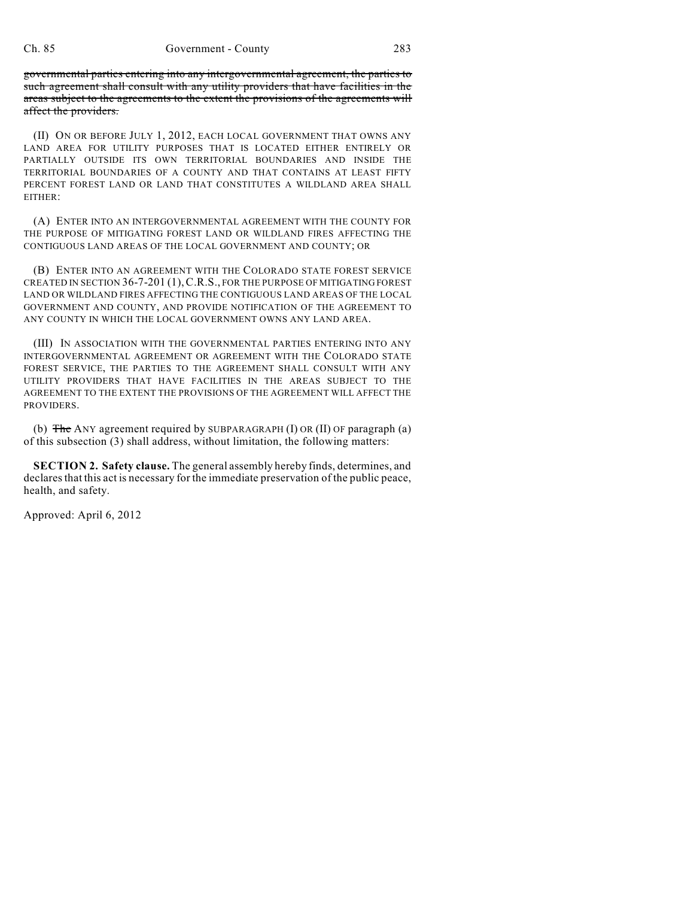~~governmental parties entering into any intergovernmental agreement, the parties to such agreement shall consult with any utility providers that have facilities in the areas subject to the agreements to the extent the provisions of the agreements will affect the providers.~~

(II) ON OR BEFORE JULY 1, 2012, EACH LOCAL GOVERNMENT THAT OWNS ANY LAND AREA FOR UTILITY PURPOSES THAT IS LOCATED EITHER ENTIRELY OR PARTIALLY OUTSIDE ITS OWN TERRITORIAL BOUNDARIES AND INSIDE THE TERRITORIAL BOUNDARIES OF A COUNTY AND THAT CONTAINS AT LEAST FIFTY PERCENT FOREST LAND OR LAND THAT CONSTITUTES A WILDLAND AREA SHALL EITHER:

(A) ENTER INTO AN INTERGOVERNMENTAL AGREEMENT WITH THE COUNTY FOR THE PURPOSE OF MITIGATING FOREST LAND OR WILDLAND FIRES AFFECTING THE CONTIGUOUS LAND AREAS OF THE LOCAL GOVERNMENT AND COUNTY; OR

(B) ENTER INTO AN AGREEMENT WITH THE COLORADO STATE FOREST SERVICE CREATED IN SECTION 36-7-201 (1), C.R.S., FOR THE PURPOSE OF MITIGATING FOREST LAND OR WILDLAND FIRES AFFECTING THE CONTIGUOUS LAND AREAS OF THE LOCAL GOVERNMENT AND COUNTY, AND PROVIDE NOTIFICATION OF THE AGREEMENT TO ANY COUNTY IN WHICH THE LOCAL GOVERNMENT OWNS ANY LAND AREA.

(III) IN ASSOCIATION WITH THE GOVERNMENTAL PARTIES ENTERING INTO ANY INTERGOVERNMENTAL AGREEMENT OR AGREEMENT WITH THE COLORADO STATE FOREST SERVICE, THE PARTIES TO THE AGREEMENT SHALL CONSULT WITH ANY UTILITY PROVIDERS THAT HAVE FACILITIES IN THE AREAS SUBJECT TO THE AGREEMENT TO THE EXTENT THE PROVISIONS OF THE AGREEMENT WILL AFFECT THE PROVIDERS.

(b) ~~The~~ ANY agreement required by SUBPARAGRAPH (I) OR (II) OF paragraph (a) of this subsection (3) shall address, without limitation, the following matters:

**SECTION 2. Safety clause.** The general assembly hereby finds, determines, and declares that this act is necessary for the immediate preservation of the public peace, health, and safety.

Approved: April 6, 2012